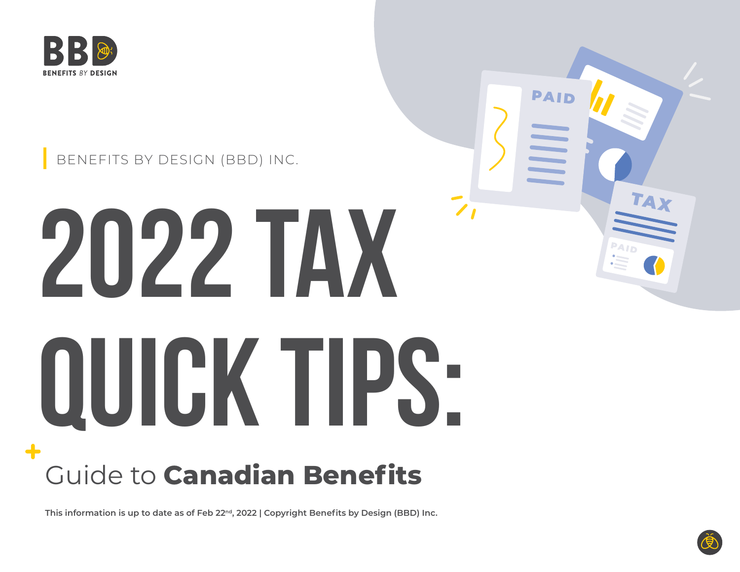BBD

BENEFITS BY DESIGN

BENEFITS BY DESIGN (BBD) INC.

# 2022 TAX QUICK TIPS:

## Guide to **Canadian Benefits**

**This information is up to date as of Feb 22nd, 2022 | Copyright Benefits by Design (BBD) Inc.**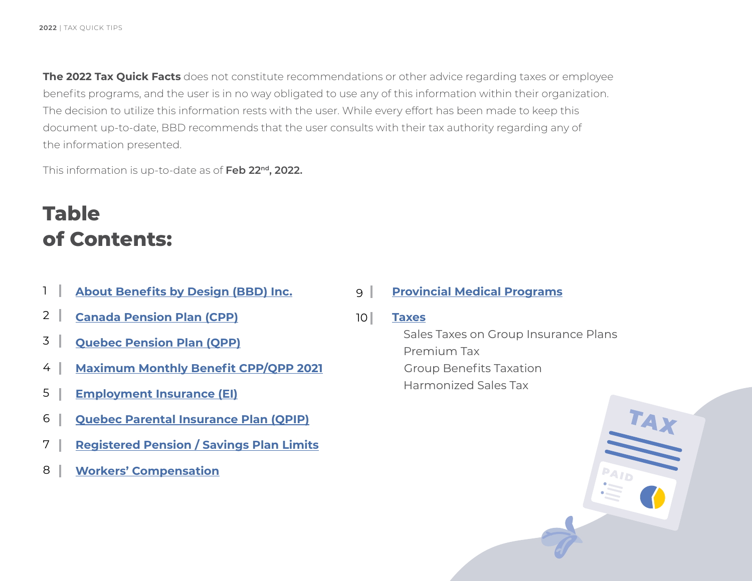**The 2022 Tax Quick Facts** does not constitute recommendations or other advice regarding taxes or employee benefits programs, and the user is in no way obligated to use any of this information within their organization. The decision to utilize this information rests with the user. While every effort has been made to keep this document up-to-date, BBD recommends that the user consults with their tax authority regarding any of the information presented.

This information is up-to-date as of **Feb 22nd, 2022.**

# Table of Contents:

1. **About Benefits by Design (BBD) Inc.**
2. **Canada Pension Plan (CPP)**
3. **Quebec Pension Plan (QPP)**
4. **Maximum Monthly Benefit CPP/QPP 2021**
5. **Employment Insurance (EI)**
6. **Quebec Parental Insurance Plan (QPIP)**
7. **Registered Pension / Savings Plan Limits**
8. **Workers' Compensation**
9. **Provincial Medical Programs**
10. **Taxes**
    - Sales Taxes on Group Insurance Plans
    - Premium Tax
    - Group Benefits Taxation
    - Harmonized Sales Tax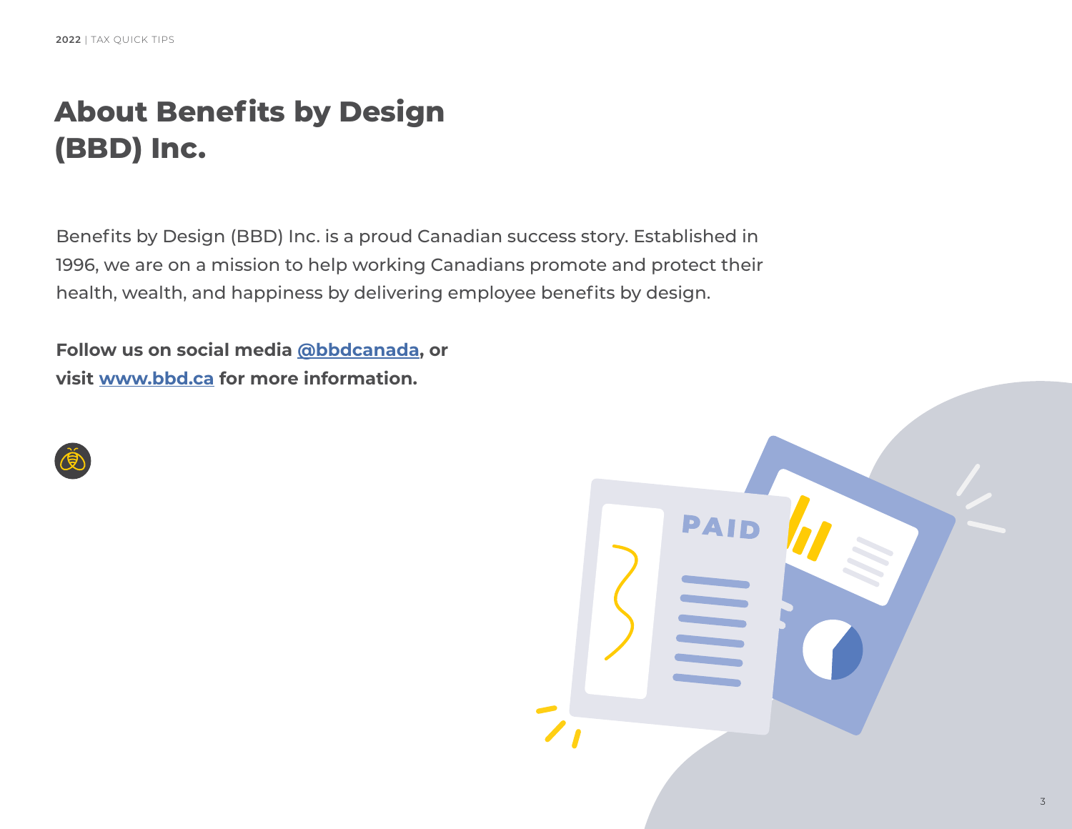# About Benefits by Design (BBD) Inc.

Benefits by Design (BBD) Inc. is a proud Canadian success story. Established in 1996, we are on a mission to help working Canadians promote and protect their health, wealth, and happiness by delivering employee benefits by design.

**Follow us on social media @bbdcanada, or visit www.bbd.ca for more information.**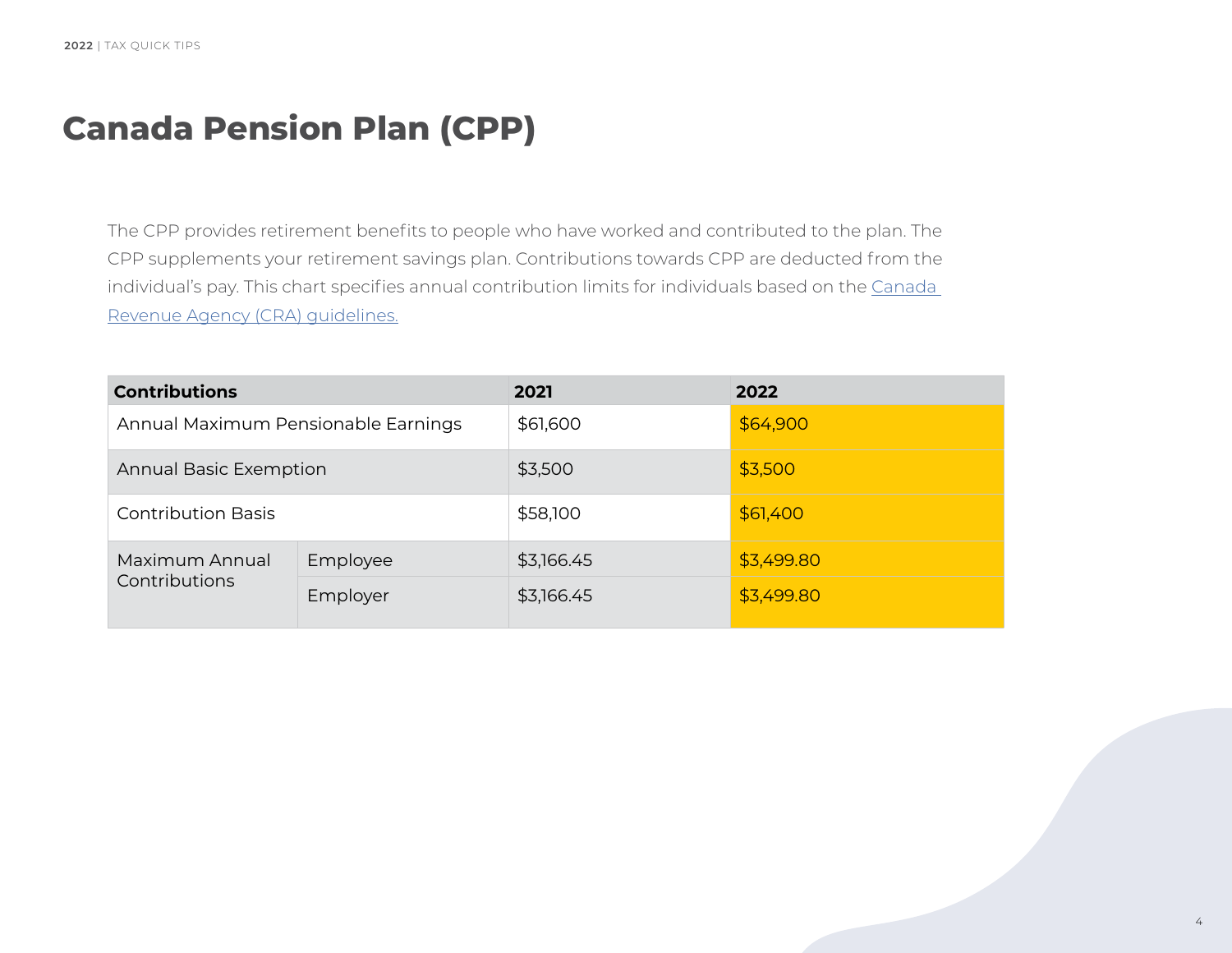# Canada Pension Plan (CPP)

The CPP provides retirement benefits to people who have worked and contributed to the plan. The CPP supplements your retirement savings plan. Contributions towards CPP are deducted from the individual's pay. This chart specifies annual contribution limits for individuals based on the [Canada Revenue Agency (CRA) guidelines.]()

| Contributions | | 2021 | 2022 |
|---|---|---|---|
| Annual Maximum Pensionable Earnings | | $61,600 | $64,900 |
| Annual Basic Exemption | | $3,500 | $3,500 |
| Contribution Basis | | $58,100 | $61,400 |
| Maximum Annual Contributions | Employee | $3,166.45 | $3,499.80 |
| | Employer | $3,166.45 | $3,499.80 |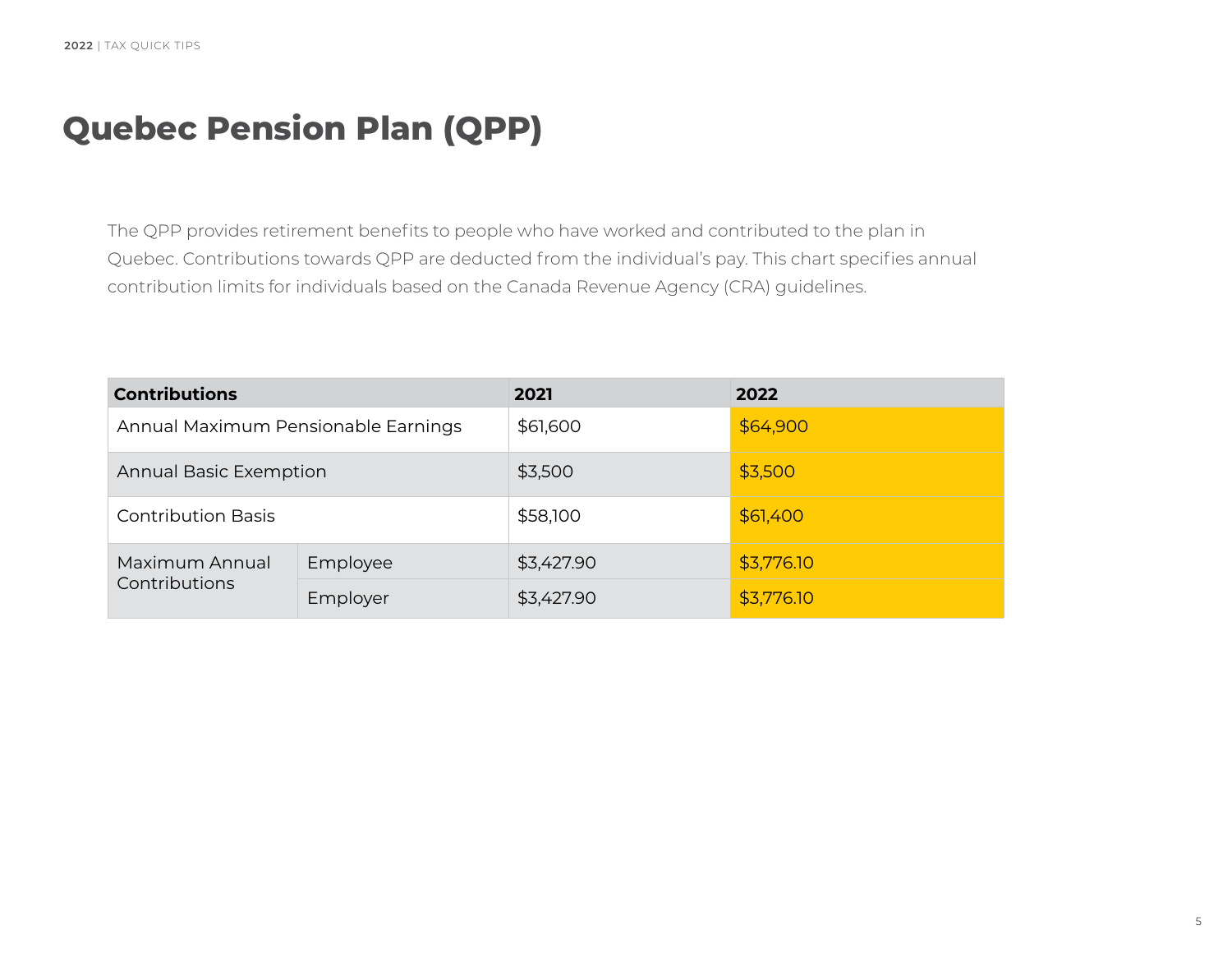# Quebec Pension Plan (QPP)

The QPP provides retirement benefits to people who have worked and contributed to the plan in Quebec. Contributions towards QPP are deducted from the individual's pay. This chart specifies annual contribution limits for individuals based on the Canada Revenue Agency (CRA) guidelines.

| Contributions | | 2021 | 2022 |
|---|---|---|---|
| Annual Maximum Pensionable Earnings | | $61,600 | $64,900 |
| Annual Basic Exemption | | $3,500 | $3,500 |
| Contribution Basis | | $58,100 | $61,400 |
| Maximum Annual Contributions | Employee | $3,427.90 | $3,776.10 |
| | Employer | $3,427.90 | $3,776.10 |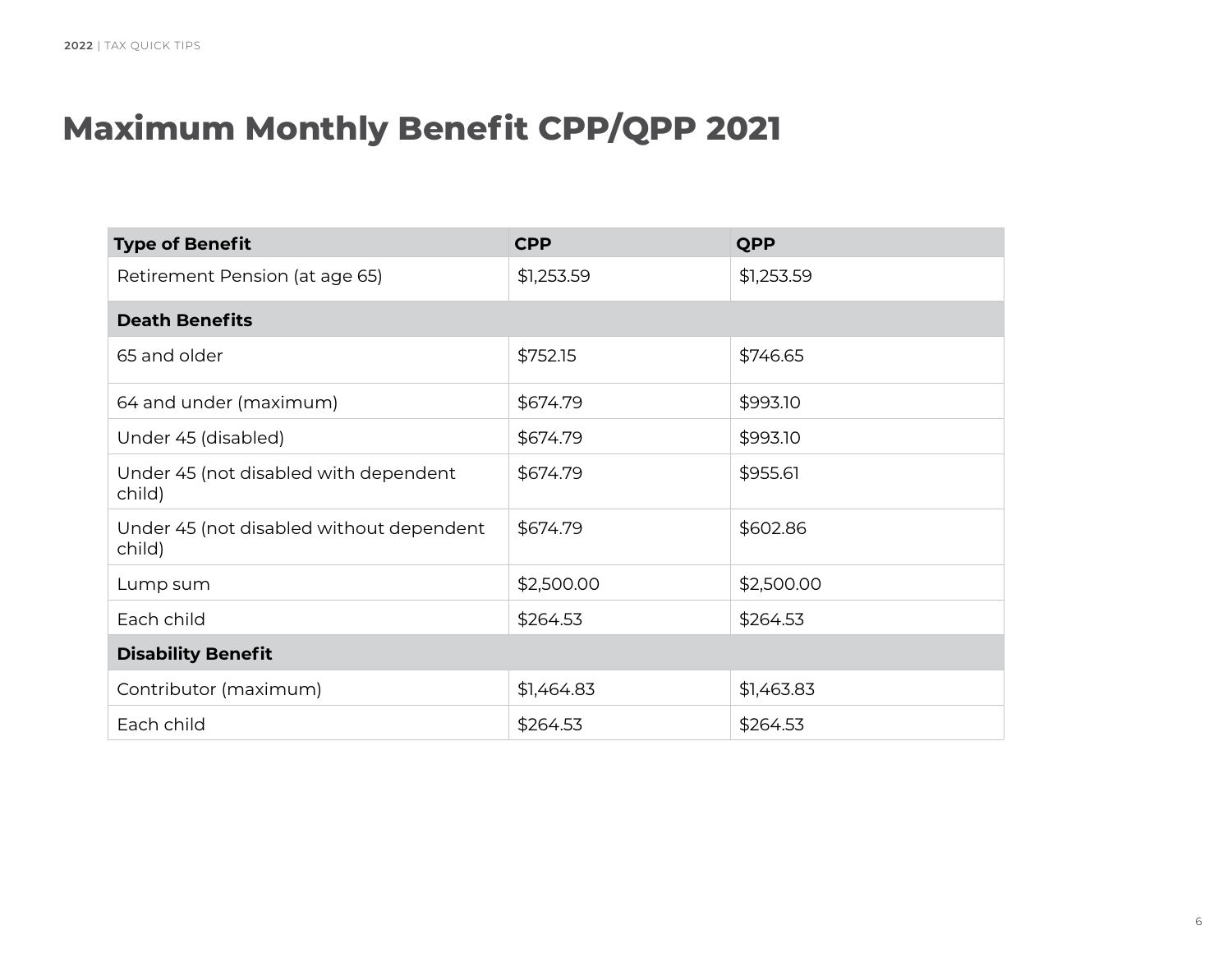# Maximum Monthly Benefit CPP/QPP 2021

| Type of Benefit | CPP | QPP |
|---|---|---|
| Retirement Pension (at age 65) | $1,253.59 | $1,253.59 |
| **Death Benefits** | | |
| 65 and older | $752.15 | $746.65 |
| 64 and under (maximum) | $674.79 | $993.10 |
| Under 45 (disabled) | $674.79 | $993.10 |
| Under 45 (not disabled with dependent child) | $674.79 | $955.61 |
| Under 45 (not disabled without dependent child) | $674.79 | $602.86 |
| Lump sum | $2,500.00 | $2,500.00 |
| Each child | $264.53 | $264.53 |
| **Disability Benefit** | | |
| Contributor (maximum) | $1,464.83 | $1,463.83 |
| Each child | $264.53 | $264.53 |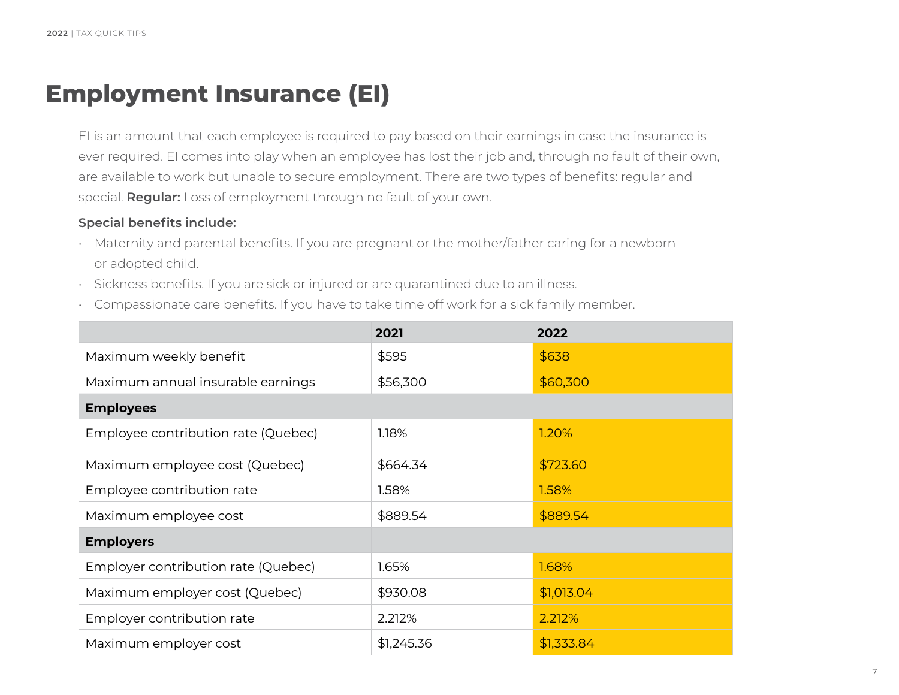# Employment Insurance (EI)

EI is an amount that each employee is required to pay based on their earnings in case the insurance is ever required. EI comes into play when an employee has lost their job and, through no fault of their own, are available to work but unable to secure employment. There are two types of benefits: regular and special. **Regular:** Loss of employment through no fault of your own.

**Special benefits include:**

- Maternity and parental benefits. If you are pregnant or the mother/father caring for a newborn or adopted child.
- Sickness benefits. If you are sick or injured or are quarantined due to an illness.
- Compassionate care benefits. If you have to take time off work for a sick family member.

| | 2021 | 2022 |
|---|---|---|
| Maximum weekly benefit | $595 | $638 |
| Maximum annual insurable earnings | $56,300 | $60,300 |
| **Employees** | | |
| Employee contribution rate (Quebec) | 1.18% | 1.20% |
| Maximum employee cost (Quebec) | $664.34 | $723.60 |
| Employee contribution rate | 1.58% | 1.58% |
| Maximum employee cost | $889.54 | $889.54 |
| **Employers** | | |
| Employer contribution rate (Quebec) | 1.65% | 1.68% |
| Maximum employer cost (Quebec) | $930.08 | $1,013.04 |
| Employer contribution rate | 2.212% | 2.212% |
| Maximum employer cost | $1,245.36 | $1,333.84 |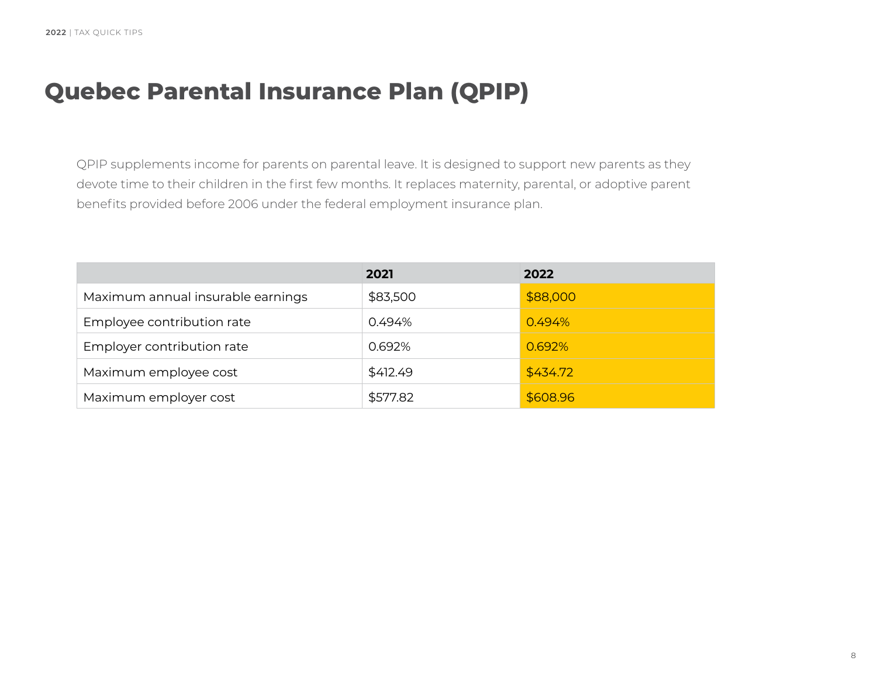# Quebec Parental Insurance Plan (QPIP)

QPIP supplements income for parents on parental leave. It is designed to support new parents as they devote time to their children in the first few months. It replaces maternity, parental, or adoptive parent benefits provided before 2006 under the federal employment insurance plan.

| | 2021 | 2022 |
|---|---|---|
| Maximum annual insurable earnings | $83,500 | $88,000 |
| Employee contribution rate | 0.494% | 0.494% |
| Employer contribution rate | 0.692% | 0.692% |
| Maximum employee cost | $412.49 | $434.72 |
| Maximum employer cost | $577.82 | $608.96 |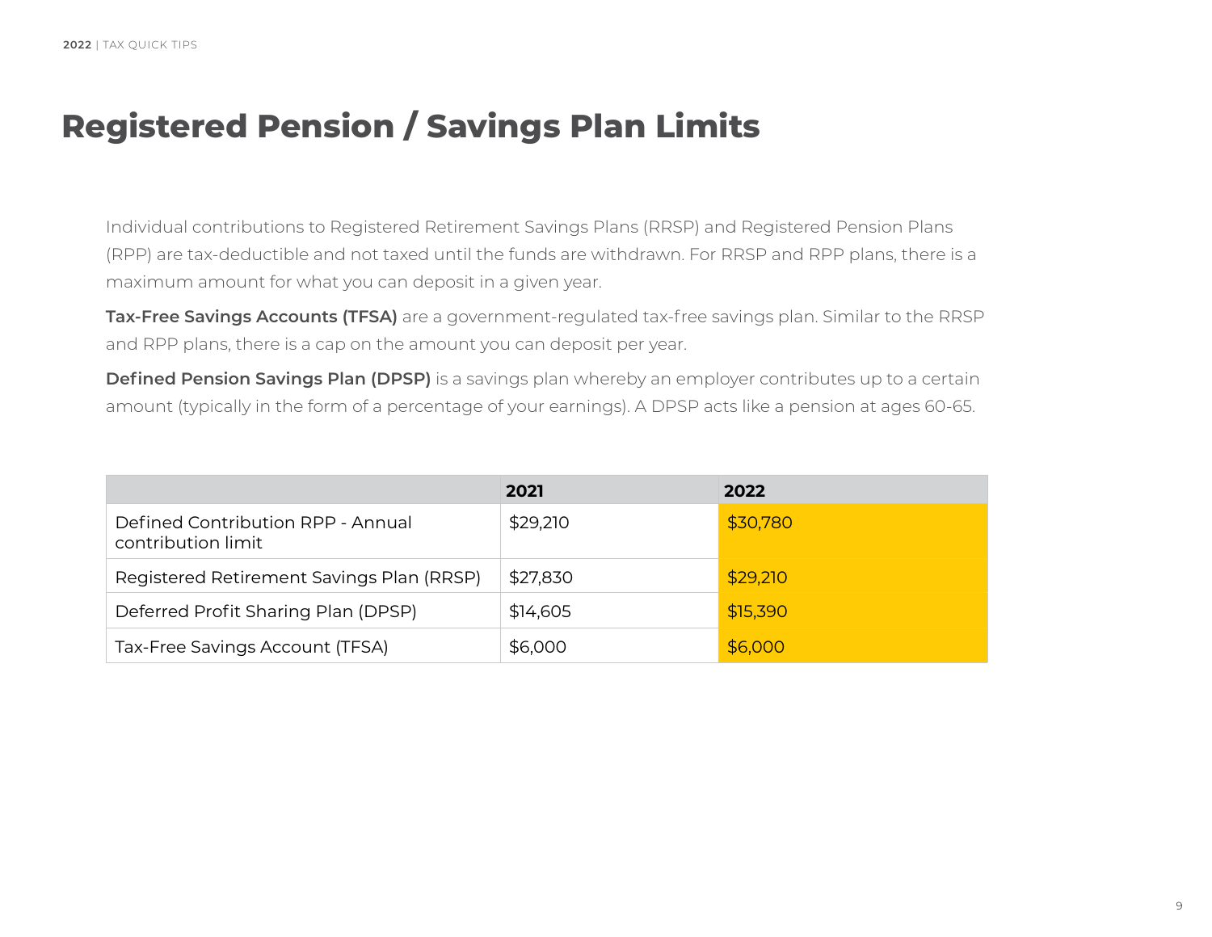# Registered Pension / Savings Plan Limits

Individual contributions to Registered Retirement Savings Plans (RRSP) and Registered Pension Plans (RPP) are tax-deductible and not taxed until the funds are withdrawn. For RRSP and RPP plans, there is a maximum amount for what you can deposit in a given year.

**Tax-Free Savings Accounts (TFSA)** are a government-regulated tax-free savings plan. Similar to the RRSP and RPP plans, there is a cap on the amount you can deposit per year.

**Defined Pension Savings Plan (DPSP)** is a savings plan whereby an employer contributes up to a certain amount (typically in the form of a percentage of your earnings). A DPSP acts like a pension at ages 60-65.

| | 2021 | 2022 |
|---|---|---|
| Defined Contribution RPP - Annual contribution limit | $29,210 | $30,780 |
| Registered Retirement Savings Plan (RRSP) | $27,830 | $29,210 |
| Deferred Profit Sharing Plan (DPSP) | $14,605 | $15,390 |
| Tax-Free Savings Account (TFSA) | $6,000 | $6,000 |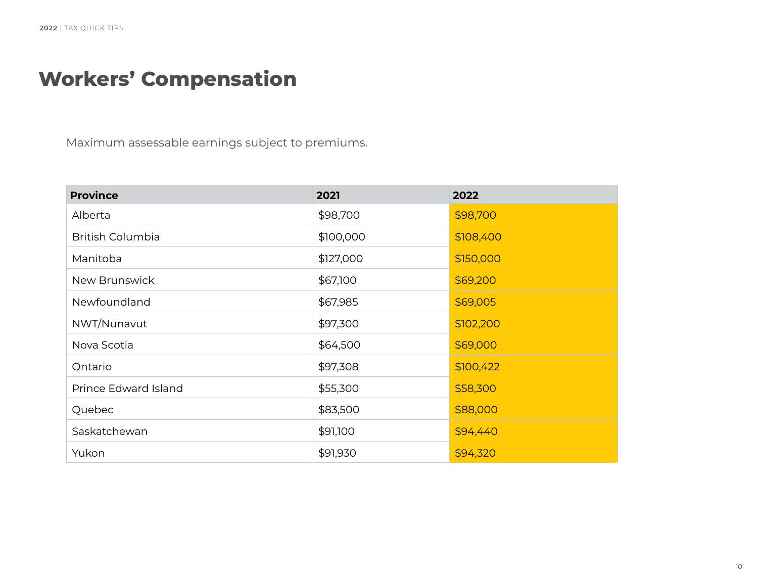# Workers' Compensation

Maximum assessable earnings subject to premiums.

| Province | 2021 | 2022 |
|---|---|---|
| Alberta | $98,700 | $98,700 |
| British Columbia | $100,000 | $108,400 |
| Manitoba | $127,000 | $150,000 |
| New Brunswick | $67,100 | $69,200 |
| Newfoundland | $67,985 | $69,005 |
| NWT/Nunavut | $97,300 | $102,200 |
| Nova Scotia | $64,500 | $69,000 |
| Ontario | $97,308 | $100,422 |
| Prince Edward Island | $55,300 | $58,300 |
| Quebec | $83,500 | $88,000 |
| Saskatchewan | $91,100 | $94,440 |
| Yukon | $91,930 | $94,320 |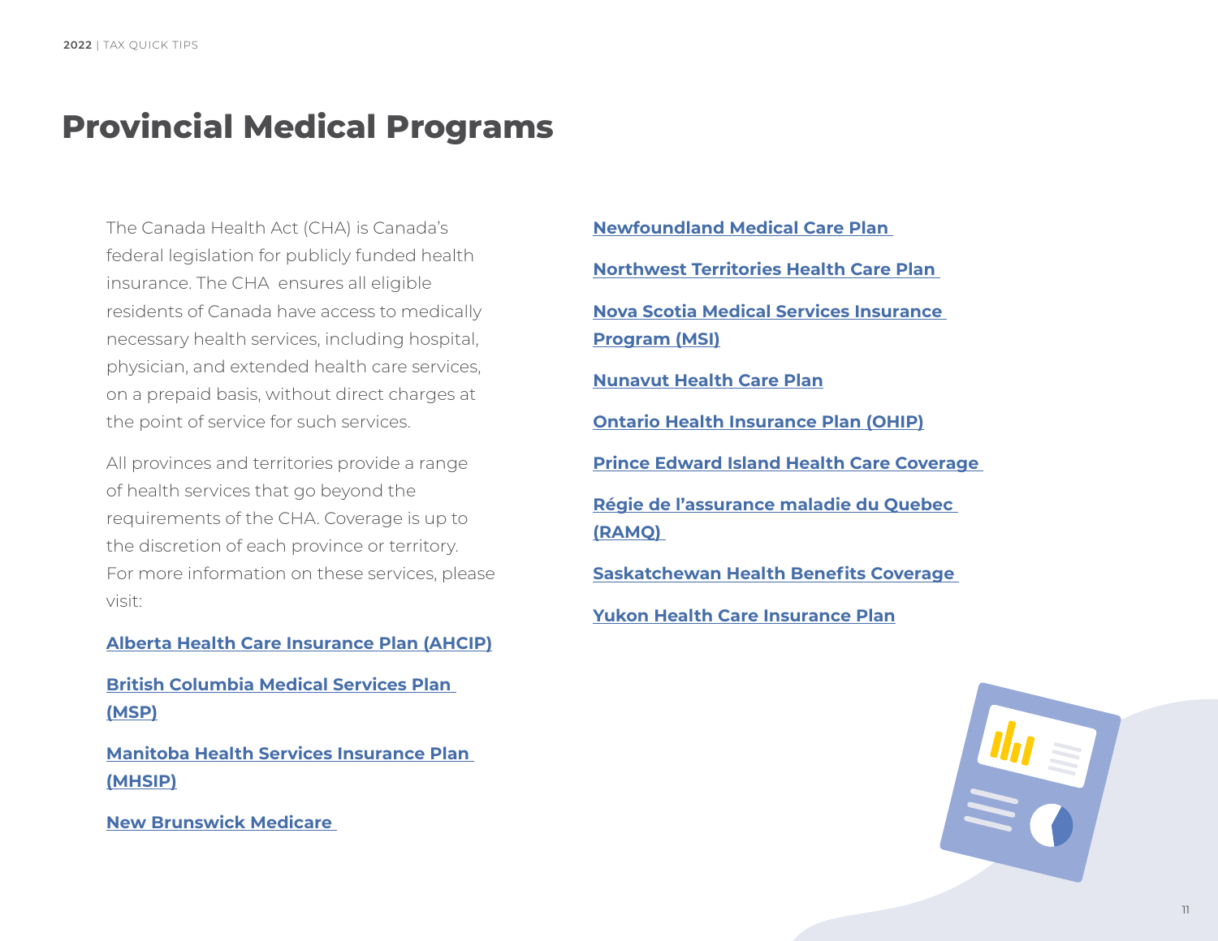# Provincial Medical Programs

The Canada Health Act (CHA) is Canada's federal legislation for publicly funded health insurance. The CHA ensures all eligible residents of Canada have access to medically necessary health services, including hospital, physician, and extended health care services, on a prepaid basis, without direct charges at the point of service for such services.

All provinces and territories provide a range of health services that go beyond the requirements of the CHA. Coverage is up to the discretion of each province or territory. For more information on these services, please visit:

**Alberta Health Care Insurance Plan (AHCIP)**

**British Columbia Medical Services Plan (MSP)**

**Manitoba Health Services Insurance Plan (MHSIP)**

**New Brunswick Medicare**

**Newfoundland Medical Care Plan**

**Northwest Territories Health Care Plan**

**Nova Scotia Medical Services Insurance Program (MSI)**

**Nunavut Health Care Plan**

**Ontario Health Insurance Plan (OHIP)**

**Prince Edward Island Health Care Coverage**

**Régie de l'assurance maladie du Quebec (RAMQ)**

**Saskatchewan Health Benefits Coverage**

**Yukon Health Care Insurance Plan**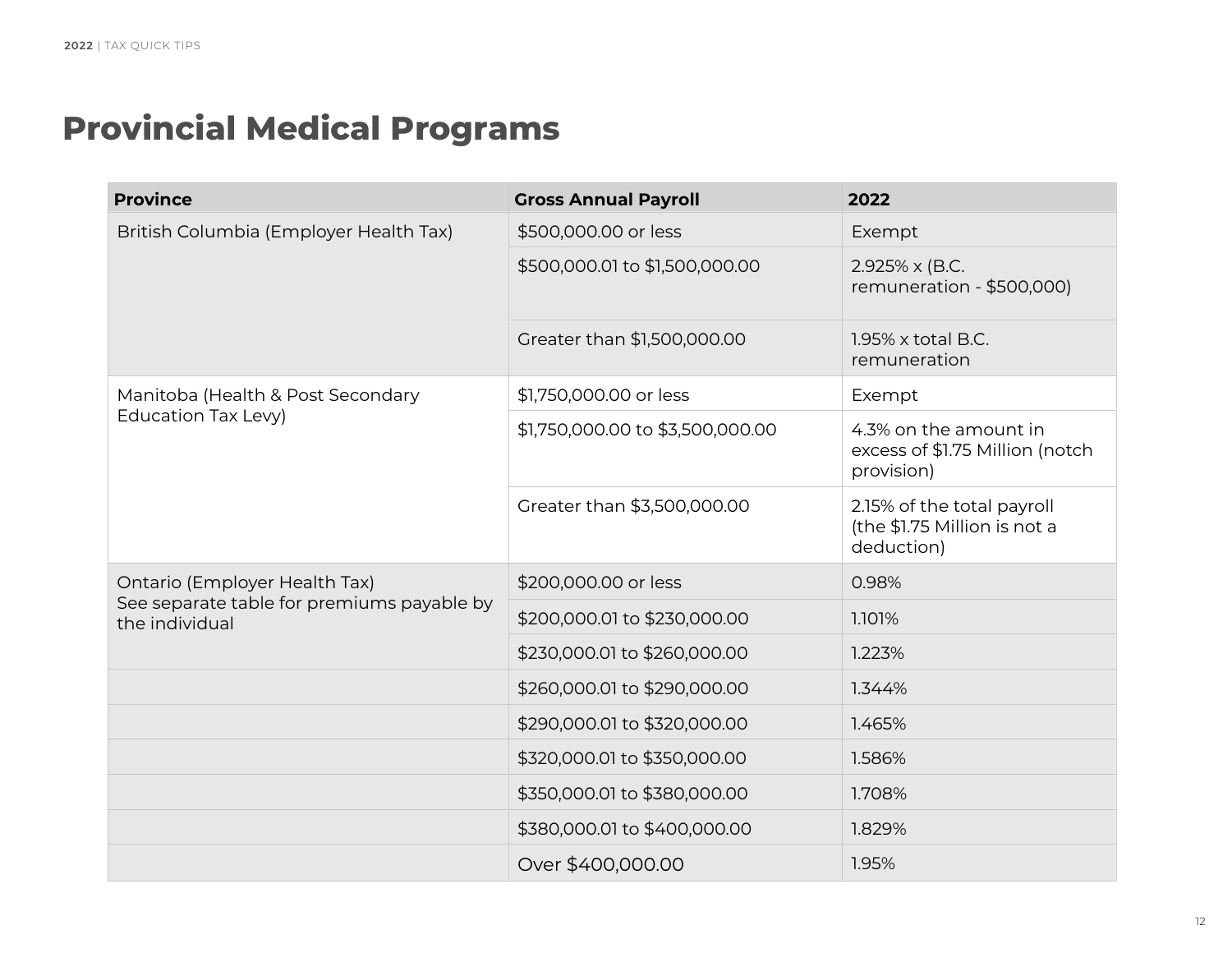# Provincial Medical Programs

| Province | Gross Annual Payroll | 2022 |
|---|---|---|
| British Columbia (Employer Health Tax) | $500,000.00 or less | Exempt |
| | $500,000.01 to $1,500,000.00 | 2.925% x (B.C. remuneration - $500,000) |
| | Greater than $1,500,000.00 | 1.95% x total B.C. remuneration |
| Manitoba (Health & Post Secondary Education Tax Levy) | $1,750,000.00 or less | Exempt |
| | $1,750,000.00 to $3,500,000.00 | 4.3% on the amount in excess of $1.75 Million (notch provision) |
| | Greater than $3,500,000.00 | 2.15% of the total payroll (the $1.75 Million is not a deduction) |
| Ontario (Employer Health Tax) See separate table for premiums payable by the individual | $200,000.00 or less | 0.98% |
| | $200,000.01 to $230,000.00 | 1.101% |
| | $230,000.01 to $260,000.00 | 1.223% |
| | $260,000.01 to $290,000.00 | 1.344% |
| | $290,000.01 to $320,000.00 | 1.465% |
| | $320,000.01 to $350,000.00 | 1.586% |
| | $350,000.01 to $380,000.00 | 1.708% |
| | $380,000.01 to $400,000.00 | 1.829% |
| | Over $400,000.00 | 1.95% |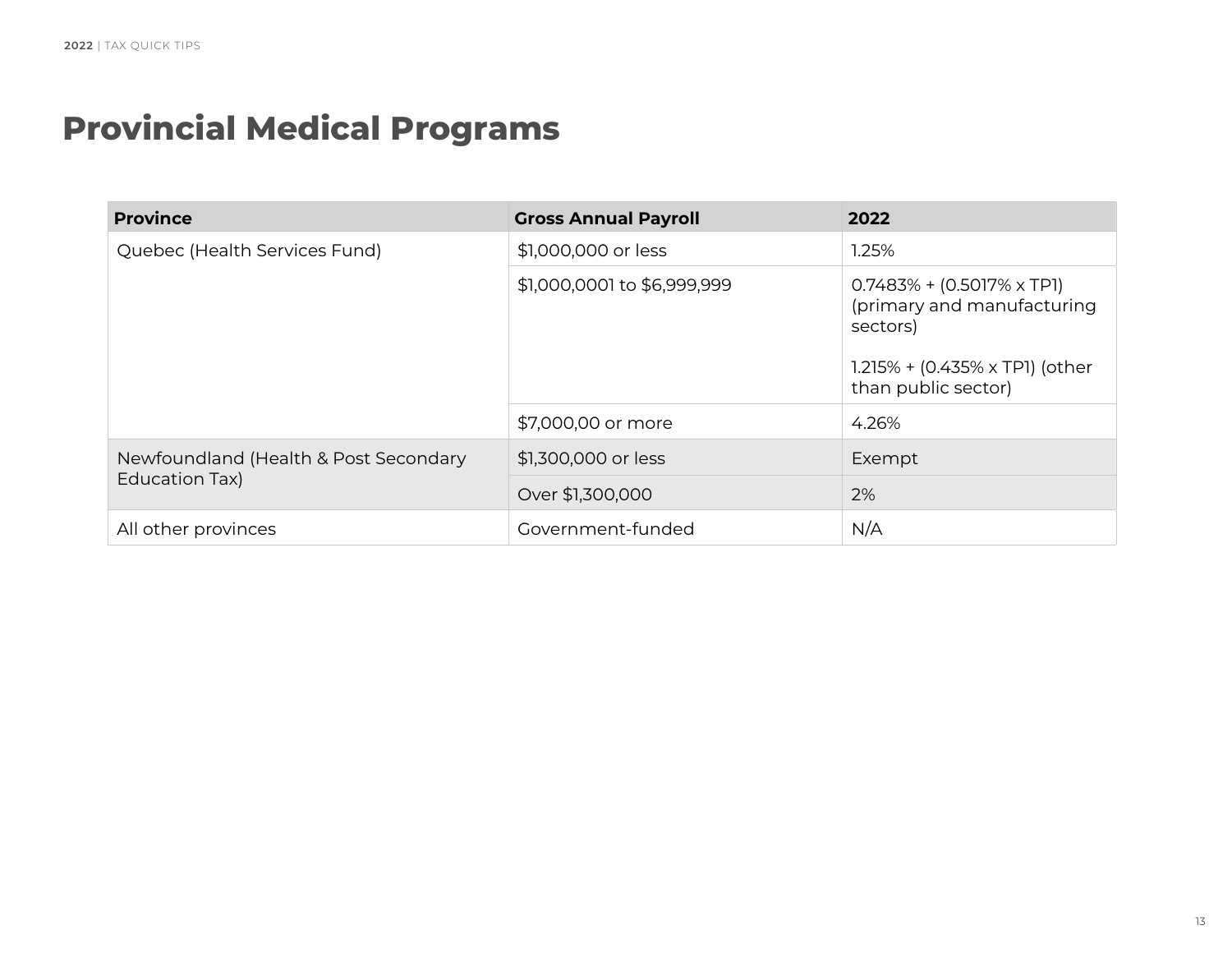# Provincial Medical Programs

| Province | Gross Annual Payroll | 2022 |
|---|---|---|
| Quebec (Health Services Fund) | $1,000,000 or less | 1.25% |
| | $1,000,0001 to $6,999,999 | 0.7483% + (0.5017% x TP1) (primary and manufacturing sectors)<br><br>1.215% + (0.435% x TP1) (other than public sector) |
| | $7,000,00 or more | 4.26% |
| Newfoundland (Health & Post Secondary Education Tax) | $1,300,000 or less | Exempt |
| | Over $1,300,000 | 2% |
| All other provinces | Government-funded | N/A |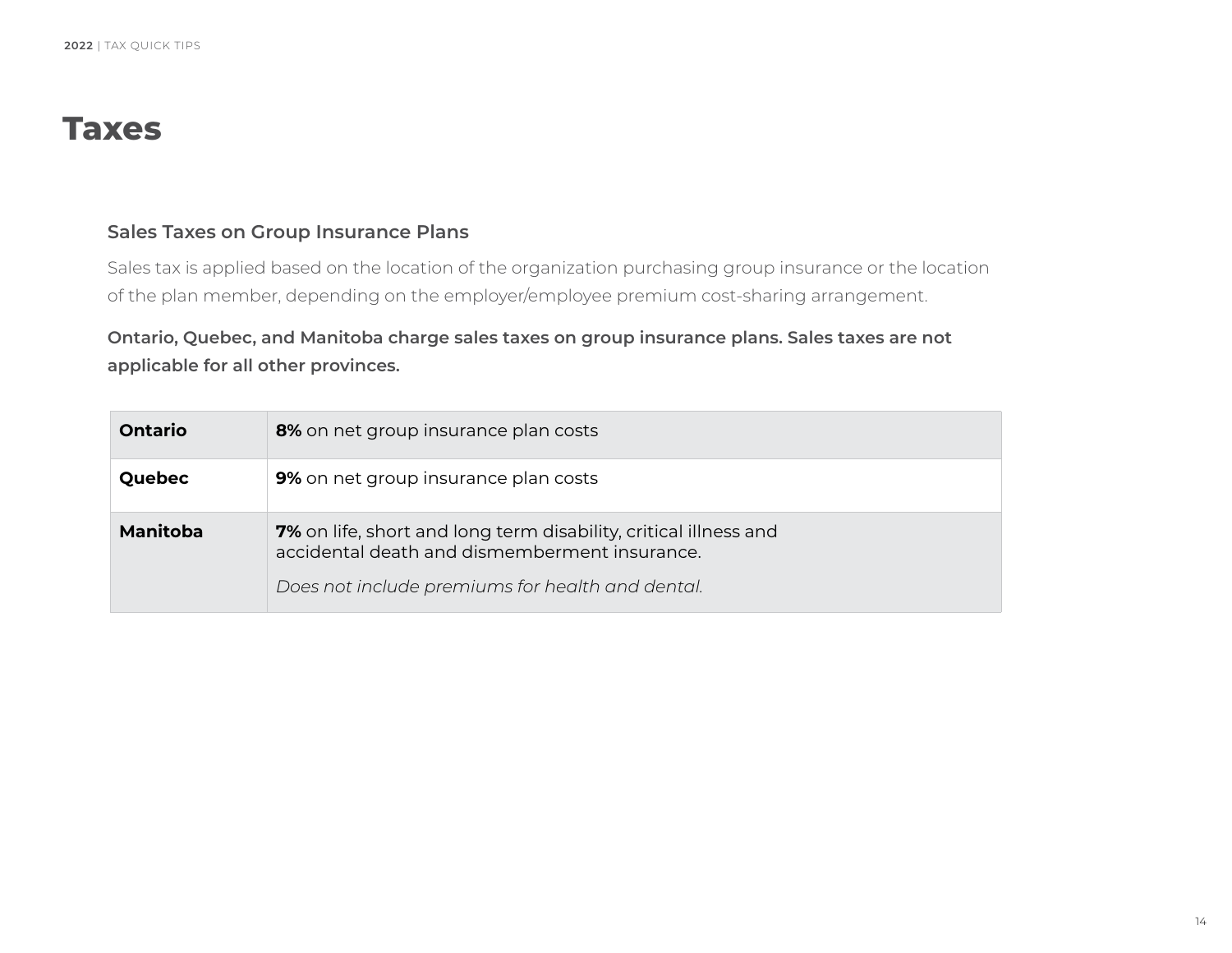# Taxes

### Sales Taxes on Group Insurance Plans

Sales tax is applied based on the location of the organization purchasing group insurance or the location of the plan member, depending on the employer/employee premium cost-sharing arrangement.

**Ontario, Quebec, and Manitoba charge sales taxes on group insurance plans. Sales taxes are not applicable for all other provinces.**

| | |
|---|---|
| **Ontario** | **8%** on net group insurance plan costs |
| **Quebec** | **9%** on net group insurance plan costs |
| **Manitoba** | **7%** on life, short and long term disability, critical illness and accidental death and dismemberment insurance. *Does not include premiums for health and dental.* |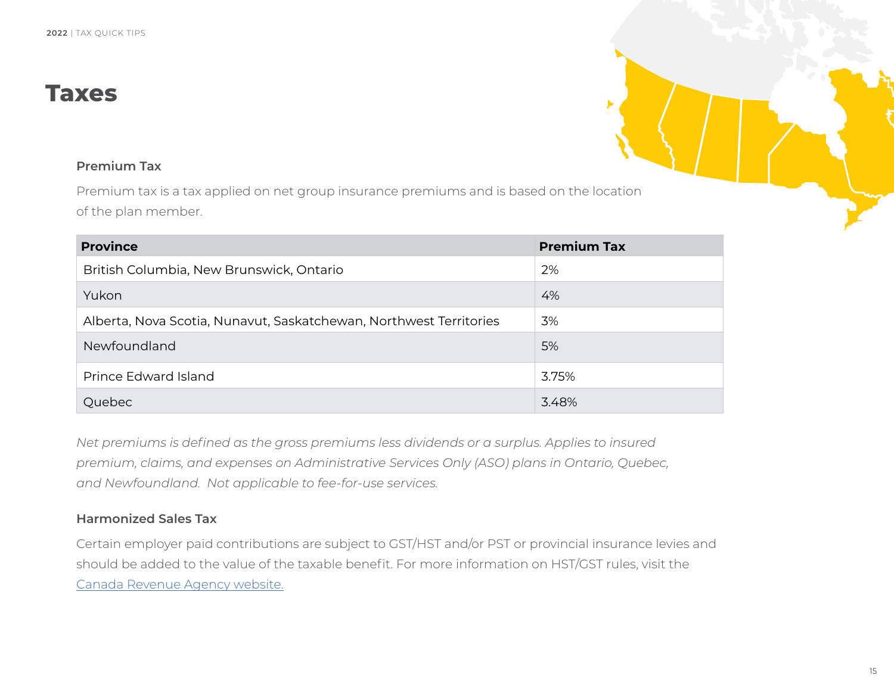# Taxes

### Premium Tax

Premium tax is a tax applied on net group insurance premiums and is based on the location of the plan member.

| Province | Premium Tax |
|---|---|
| British Columbia, New Brunswick, Ontario | 2% |
| Yukon | 4% |
| Alberta, Nova Scotia, Nunavut, Saskatchewan, Northwest Territories | 3% |
| Newfoundland | 5% |
| Prince Edward Island | 3.75% |
| Quebec | 3.48% |

*Net premiums is defined as the gross premiums less dividends or a surplus. Applies to insured premium, claims, and expenses on Administrative Services Only (ASO) plans in Ontario, Quebec, and Newfoundland. Not applicable to fee-for-use services.*

### Harmonized Sales Tax

Certain employer paid contributions are subject to GST/HST and/or PST or provincial insurance levies and should be added to the value of the taxable benefit. For more information on HST/GST rules, visit the Canada Revenue Agency website.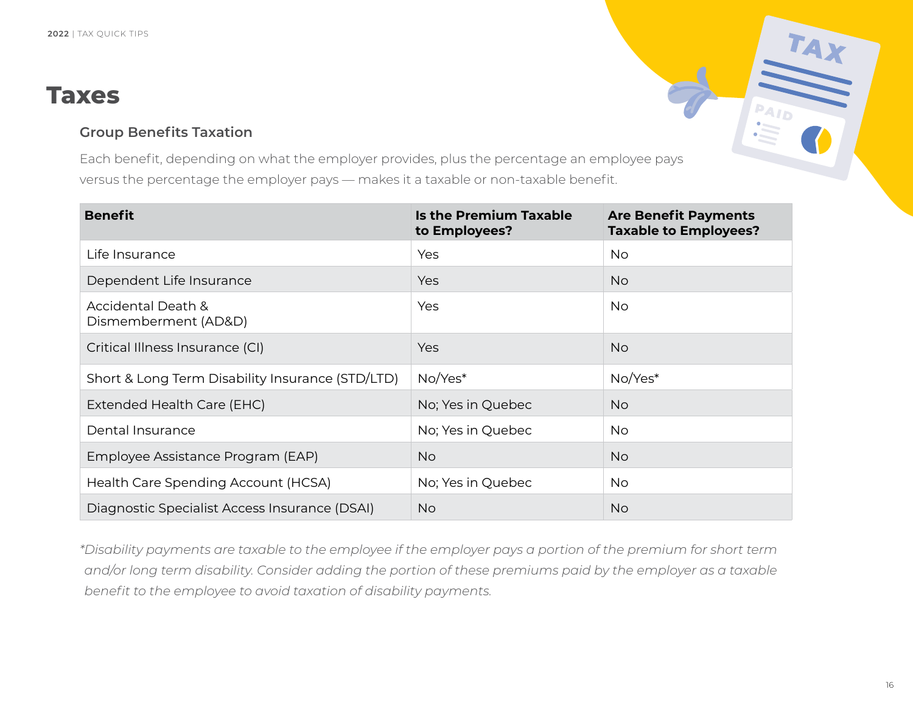# Taxes

## Group Benefits Taxation

Each benefit, depending on what the employer provides, plus the percentage an employee pays versus the percentage the employer pays — makes it a taxable or non-taxable benefit.

| Benefit | Is the Premium Taxable to Employees? | Are Benefit Payments Taxable to Employees? |
|---|---|---|
| Life Insurance | Yes | No |
| Dependent Life Insurance | Yes | No |
| Accidental Death & Dismemberment (AD&D) | Yes | No |
| Critical Illness Insurance (CI) | Yes | No |
| Short & Long Term Disability Insurance (STD/LTD) | No/Yes* | No/Yes* |
| Extended Health Care (EHC) | No; Yes in Quebec | No |
| Dental Insurance | No; Yes in Quebec | No |
| Employee Assistance Program (EAP) | No | No |
| Health Care Spending Account (HCSA) | No; Yes in Quebec | No |
| Diagnostic Specialist Access Insurance (DSAI) | No | No |

*\*Disability payments are taxable to the employee if the employer pays a portion of the premium for short term and/or long term disability. Consider adding the portion of these premiums paid by the employer as a taxable benefit to the employee to avoid taxation of disability payments.*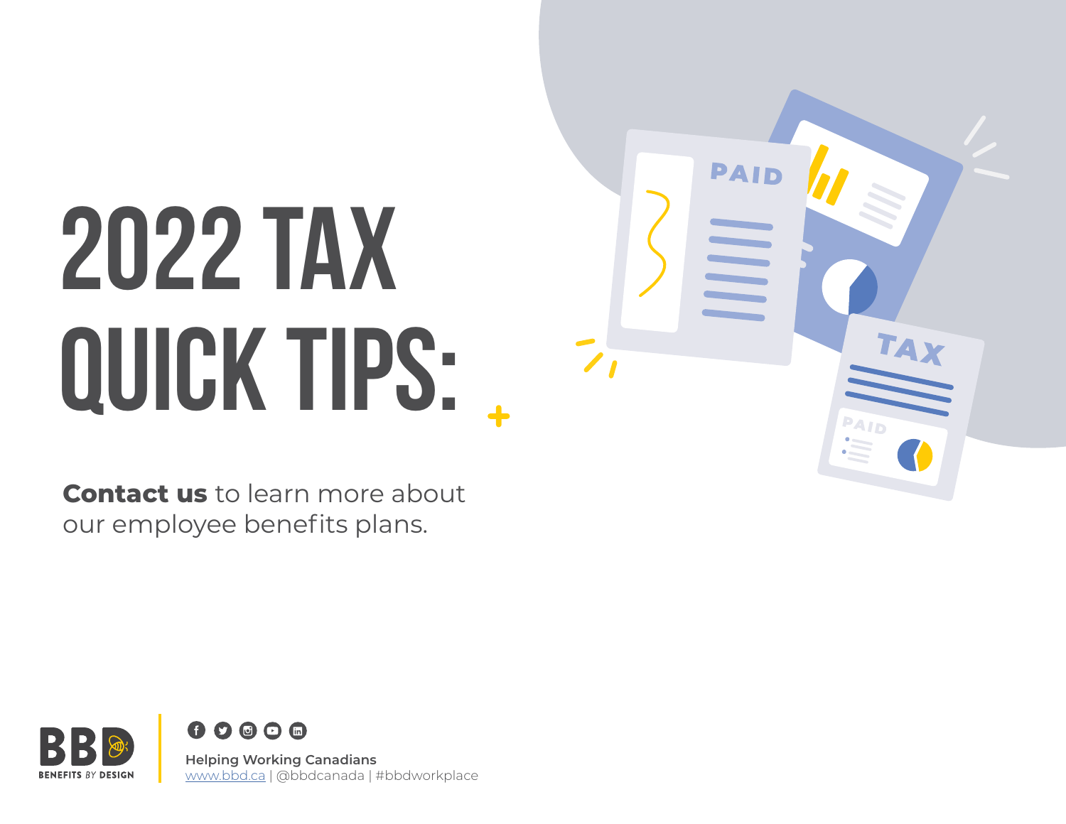# 2022 TAX QUICK TIPS:

**Contact us** to learn more about our employee benefits plans.

BENEFITS BY DESIGN

**Helping Working Canadians**
www.bbd.ca | @bbdcanada | #bbdworkplace